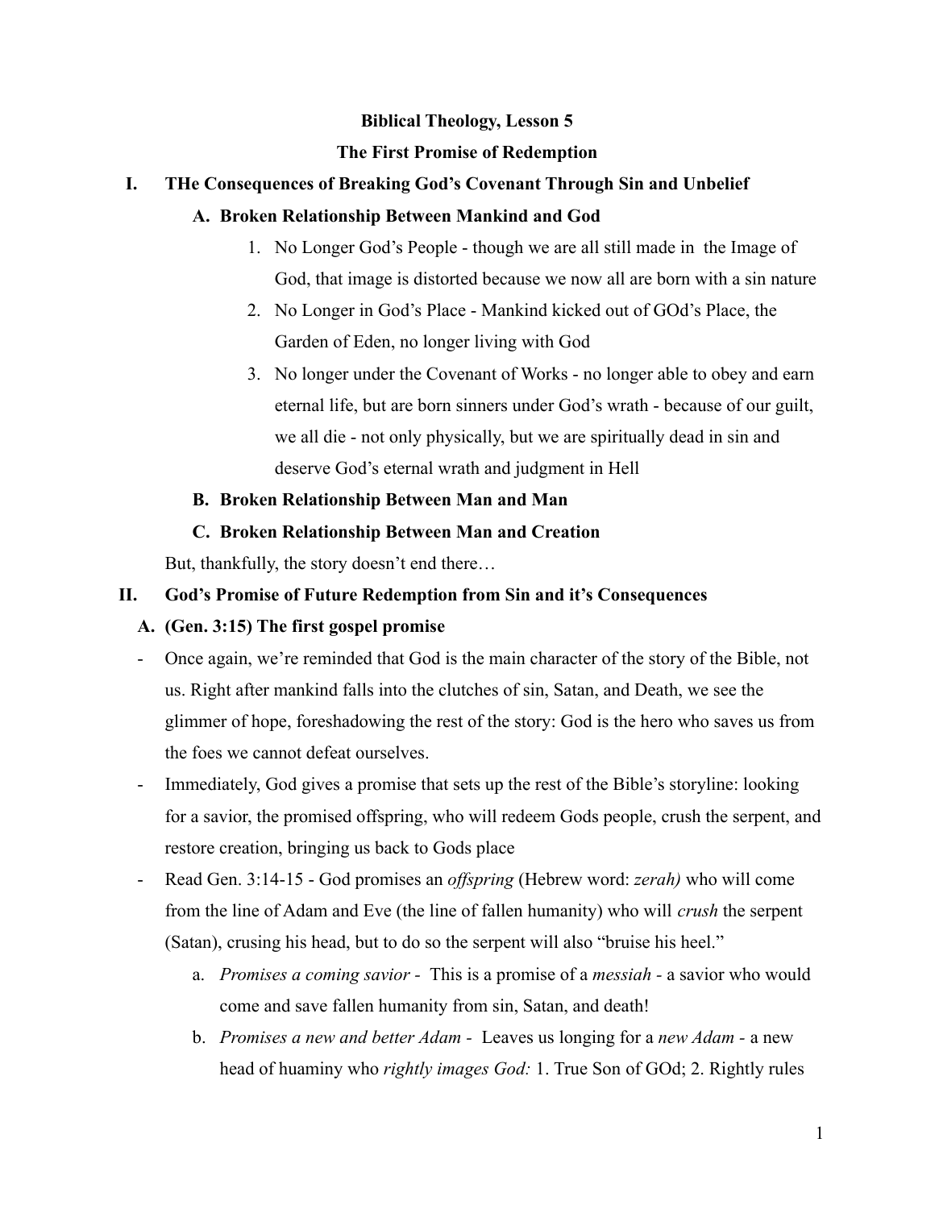**Biblical Theology, Lesson 5**

**The First Promise of Redemption**

## I. THe Consequences of Breaking God's Covenant Through Sin and Unbelief

### A. Broken Relationship Between Mankind and God

1. No Longer God's People - though we are all still made in the Image of God, that image is distorted because we now all are born with a sin nature
2. No Longer in God's Place - Mankind kicked out of GOd's Place, the Garden of Eden, no longer living with God
3. No longer under the Covenant of Works - no longer able to obey and earn eternal life, but are born sinners under God's wrath - because of our guilt, we all die - not only physically, but we are spiritually dead in sin and deserve God's eternal wrath and judgment in Hell

### B. Broken Relationship Between Man and Man

### C. Broken Relationship Between Man and Creation

But, thankfully, the story doesn't end there…

## II. God's Promise of Future Redemption from Sin and it's Consequences

### A. (Gen. 3:15) The first gospel promise

- Once again, we're reminded that God is the main character of the story of the Bible, not us. Right after mankind falls into the clutches of sin, Satan, and Death, we see the glimmer of hope, foreshadowing the rest of the story: God is the hero who saves us from the foes we cannot defeat ourselves.
- Immediately, God gives a promise that sets up the rest of the Bible's storyline: looking for a savior, the promised offspring, who will redeem Gods people, crush the serpent, and restore creation, bringing us back to Gods place
- Read Gen. 3:14-15 - God promises an *offspring* (Hebrew word: *zerah)* who will come from the line of Adam and Eve (the line of fallen humanity) who will *crush* the serpent (Satan), crusing his head, but to do so the serpent will also "bruise his heel."
    a. *Promises a coming savior* - This is a promise of a *messiah* - a savior who would come and save fallen humanity from sin, Satan, and death!
    b. *Promises a new and better Adam* - Leaves us longing for a *new Adam* - a new head of huaminy who *rightly images God:* 1. True Son of GOd; 2. Rightly rules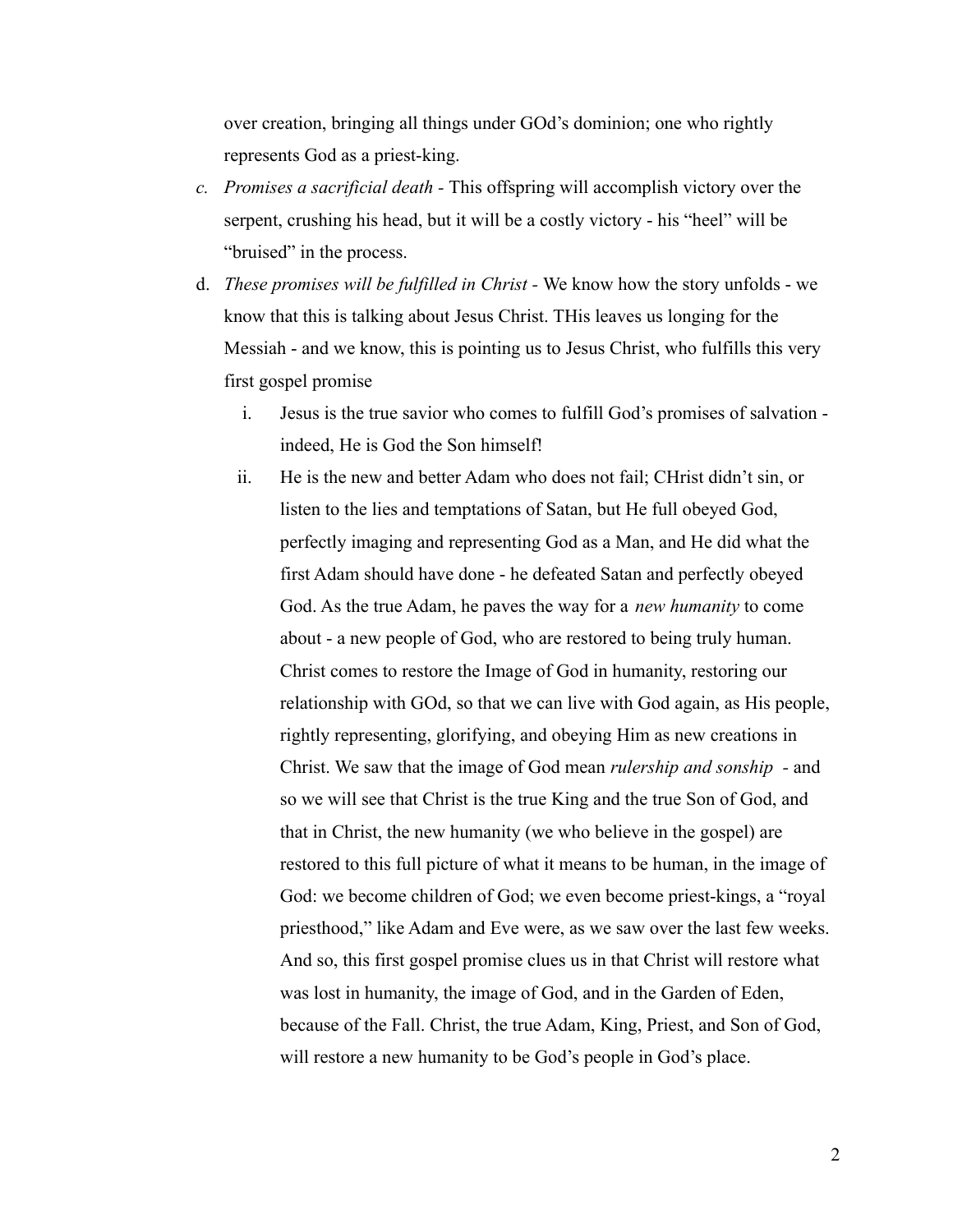over creation, bringing all things under GOd's dominion; one who rightly represents God as a priest-king.

c. *Promises a sacrificial death* - This offspring will accomplish victory over the serpent, crushing his head, but it will be a costly victory - his "heel" will be "bruised" in the process.

d. *These promises will be fulfilled in Christ* - We know how the story unfolds - we know that this is talking about Jesus Christ. THis leaves us longing for the Messiah - and we know, this is pointing us to Jesus Christ, who fulfills this very first gospel promise

   i. Jesus is the true savior who comes to fulfill God's promises of salvation - indeed, He is God the Son himself!

   ii. He is the new and better Adam who does not fail; CHrist didn't sin, or listen to the lies and temptations of Satan, but He full obeyed God, perfectly imaging and representing God as a Man, and He did what the first Adam should have done - he defeated Satan and perfectly obeyed God. As the true Adam, he paves the way for a *new humanity* to come about - a new people of God, who are restored to being truly human. Christ comes to restore the Image of God in humanity, restoring our relationship with GOd, so that we can live with God again, as His people, rightly representing, glorifying, and obeying Him as new creations in Christ. We saw that the image of God mean *rulership and sonship* - and so we will see that Christ is the true King and the true Son of God, and that in Christ, the new humanity (we who believe in the gospel) are restored to this full picture of what it means to be human, in the image of God: we become children of God; we even become priest-kings, a "royal priesthood," like Adam and Eve were, as we saw over the last few weeks. And so, this first gospel promise clues us in that Christ will restore what was lost in humanity, the image of God, and in the Garden of Eden, because of the Fall. Christ, the true Adam, King, Priest, and Son of God, will restore a new humanity to be God's people in God's place.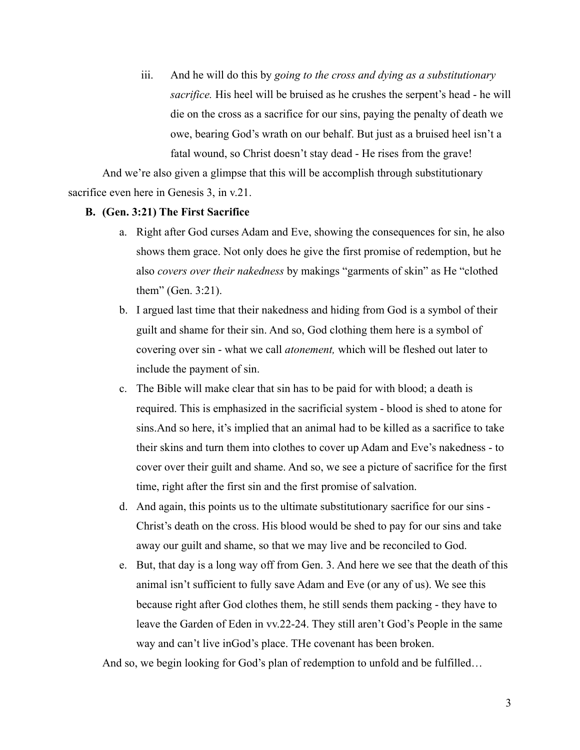iii. And he will do this by *going to the cross and dying as a substitutionary sacrifice.* His heel will be bruised as he crushes the serpent's head - he will die on the cross as a sacrifice for our sins, paying the penalty of death we owe, bearing God's wrath on our behalf. But just as a bruised heel isn't a fatal wound, so Christ doesn't stay dead - He rises from the grave!

And we're also given a glimpse that this will be accomplish through substitutionary sacrifice even here in Genesis 3, in v.21.

**B. (Gen. 3:21) The First Sacrifice**

a. Right after God curses Adam and Eve, showing the consequences for sin, he also shows them grace. Not only does he give the first promise of redemption, but he also *covers over their nakedness* by makings "garments of skin" as He "clothed them" (Gen. 3:21).

b. I argued last time that their nakedness and hiding from God is a symbol of their guilt and shame for their sin. And so, God clothing them here is a symbol of covering over sin - what we call *atonement,* which will be fleshed out later to include the payment of sin.

c. The Bible will make clear that sin has to be paid for with blood; a death is required. This is emphasized in the sacrificial system - blood is shed to atone for sins.And so here, it's implied that an animal had to be killed as a sacrifice to take their skins and turn them into clothes to cover up Adam and Eve's nakedness - to cover over their guilt and shame. And so, we see a picture of sacrifice for the first time, right after the first sin and the first promise of salvation.

d. And again, this points us to the ultimate substitutionary sacrifice for our sins - Christ's death on the cross. His blood would be shed to pay for our sins and take away our guilt and shame, so that we may live and be reconciled to God.

e. But, that day is a long way off from Gen. 3. And here we see that the death of this animal isn't sufficient to fully save Adam and Eve (or any of us). We see this because right after God clothes them, he still sends them packing - they have to leave the Garden of Eden in vv.22-24. They still aren't God's People in the same way and can't live inGod's place. THe covenant has been broken.

And so, we begin looking for God's plan of redemption to unfold and be fulfilled…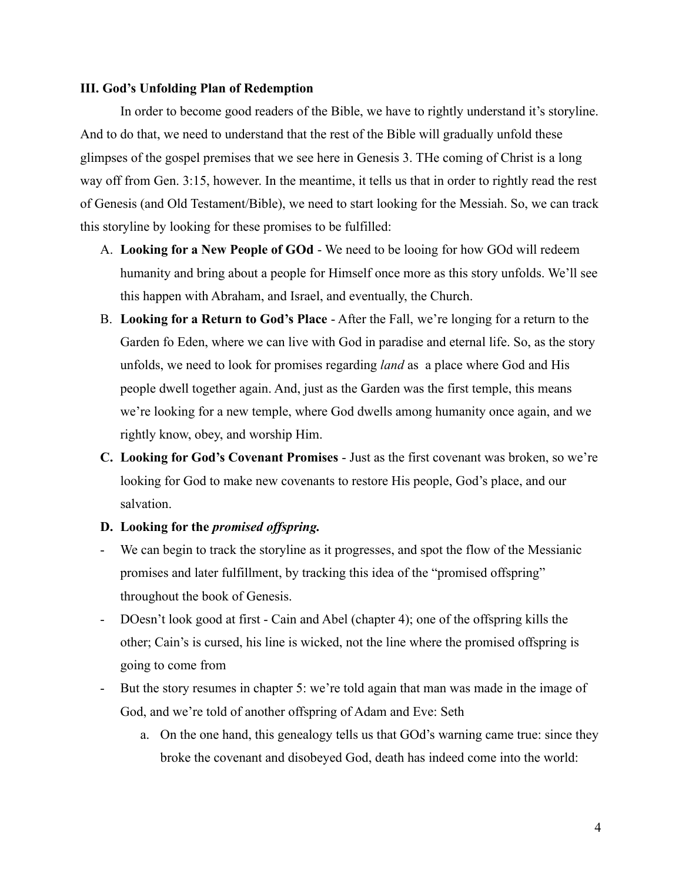**III. God's Unfolding Plan of Redemption**

In order to become good readers of the Bible, we have to rightly understand it's storyline. And to do that, we need to understand that the rest of the Bible will gradually unfold these glimpses of the gospel premises that we see here in Genesis 3. THe coming of Christ is a long way off from Gen. 3:15, however. In the meantime, it tells us that in order to rightly read the rest of Genesis (and Old Testament/Bible), we need to start looking for the Messiah. So, we can track this storyline by looking for these promises to be fulfilled:

A. **Looking for a New People of GOd** - We need to be looing for how GOd will redeem humanity and bring about a people for Himself once more as this story unfolds. We'll see this happen with Abraham, and Israel, and eventually, the Church.
B. **Looking for a Return to God's Place** - After the Fall, we're longing for a return to the Garden fo Eden, where we can live with God in paradise and eternal life. So, as the story unfolds, we need to look for promises regarding *land* as a place where God and His people dwell together again. And, just as the Garden was the first temple, this means we're looking for a new temple, where God dwells among humanity once again, and we rightly know, obey, and worship Him.
C. **Looking for God's Covenant Promises** - Just as the first covenant was broken, so we're looking for God to make new covenants to restore His people, God's place, and our salvation.
D. **Looking for the *promised offspring.***

- We can begin to track the storyline as it progresses, and spot the flow of the Messianic promises and later fulfillment, by tracking this idea of the "promised offspring" throughout the book of Genesis.
- DOesn't look good at first - Cain and Abel (chapter 4); one of the offspring kills the other; Cain's is cursed, his line is wicked, not the line where the promised offspring is going to come from
- But the story resumes in chapter 5: we're told again that man was made in the image of God, and we're told of another offspring of Adam and Eve: Seth
  a. On the one hand, this genealogy tells us that GOd's warning came true: since they broke the covenant and disobeyed God, death has indeed come into the world: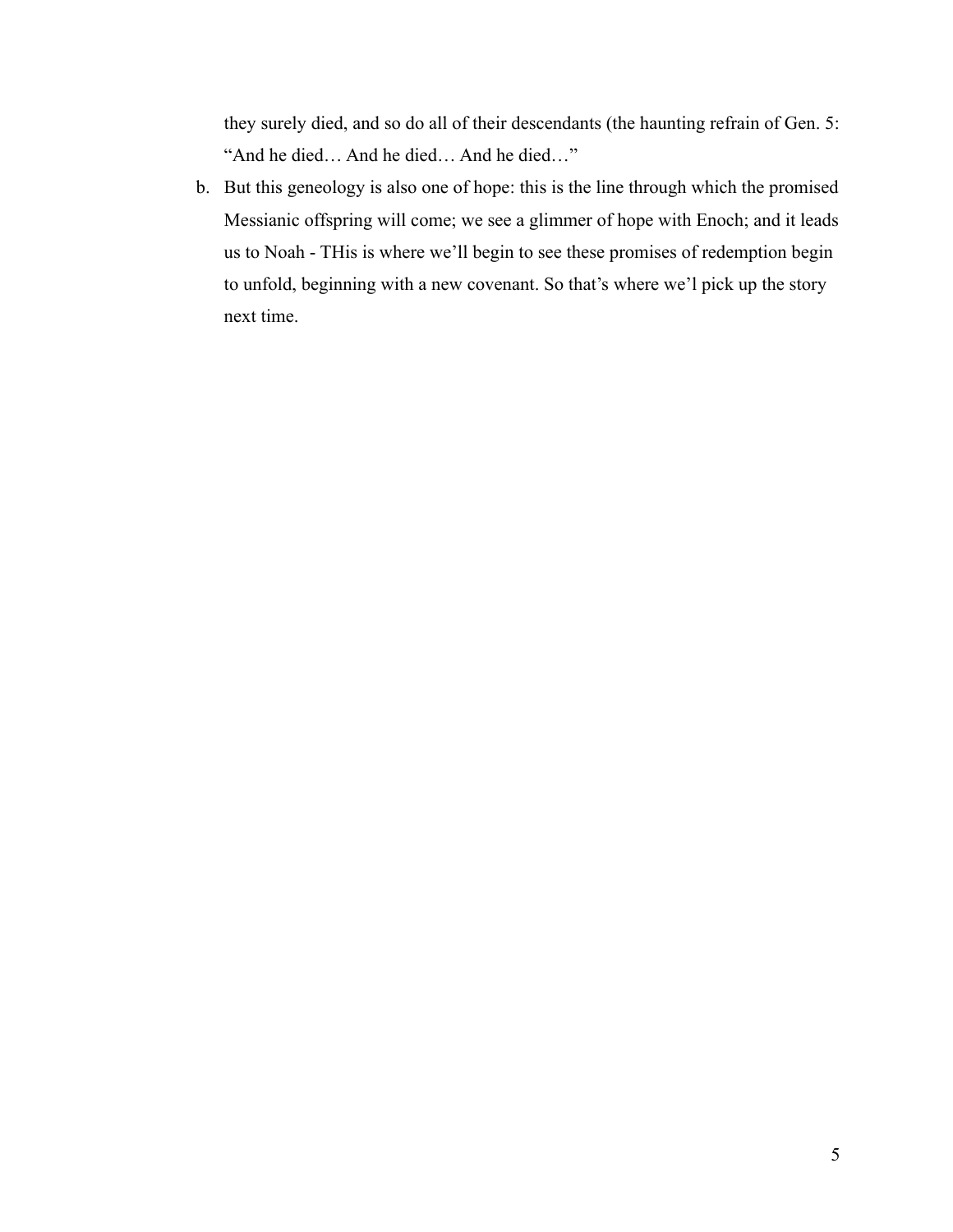they surely died, and so do all of their descendants (the haunting refrain of Gen. 5: "And he died… And he died… And he died…"

b. But this geneology is also one of hope: this is the line through which the promised Messianic offspring will come; we see a glimmer of hope with Enoch; and it leads us to Noah - THis is where we'll begin to see these promises of redemption begin to unfold, beginning with a new covenant. So that's where we'l pick up the story next time.